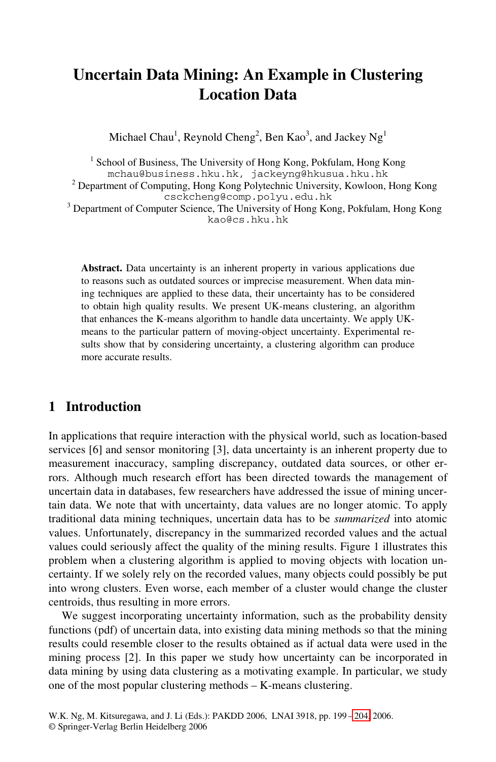# Uncertain Data Mining: An Example in Clustering Location Data

Michael Chau[1], Reynold Cheng[2], Ben Kao[3], and Jackey Ng[1]

[1] School of Business, The University of Hong Kong, Pokfulam, Hong Kong
mchau@business.hku.hk, jackeyng@hkusua.hku.hk

[2] Department of Computing, Hong Kong Polytechnic University, Kowloon, Hong Kong
csckcheng@comp.polyu.edu.hk

[3] Department of Computer Science, The University of Hong Kong, Pokfulam, Hong Kong
kao@cs.hku.hk

**Abstract.** Data uncertainty is an inherent property in various applications due to reasons such as outdated sources or imprecise measurement. When data mining techniques are applied to these data, their uncertainty has to be considered to obtain high quality results. We present UK-means clustering, an algorithm that enhances the K-means algorithm to handle data uncertainty. We apply UK-means to the particular pattern of moving-object uncertainty. Experimental results show that by considering uncertainty, a clustering algorithm can produce more accurate results.

## 1 Introduction

In applications that require interaction with the physical world, such as location-based services [6] and sensor monitoring [3], data uncertainty is an inherent property due to measurement inaccuracy, sampling discrepancy, outdated data sources, or other errors. Although much research effort has been directed towards the management of uncertain data in databases, few researchers have addressed the issue of mining uncertain data. We note that with uncertainty, data values are no longer atomic. To apply traditional data mining techniques, uncertain data has to be *summarized* into atomic values. Unfortunately, discrepancy in the summarized recorded values and the actual values could seriously affect the quality of the mining results. Figure 1 illustrates this problem when a clustering algorithm is applied to moving objects with location uncertainty. If we solely rely on the recorded values, many objects could possibly be put into wrong clusters. Even worse, each member of a cluster would change the cluster centroids, thus resulting in more errors.

We suggest incorporating uncertainty information, such as the probability density functions (pdf) of uncertain data, into existing data mining methods so that the mining results could resemble closer to the results obtained as if actual data were used in the mining process [2]. In this paper we study how uncertainty can be incorporated in data mining by using data clustering as a motivating example. In particular, we study one of the most popular clustering methods – K-means clustering.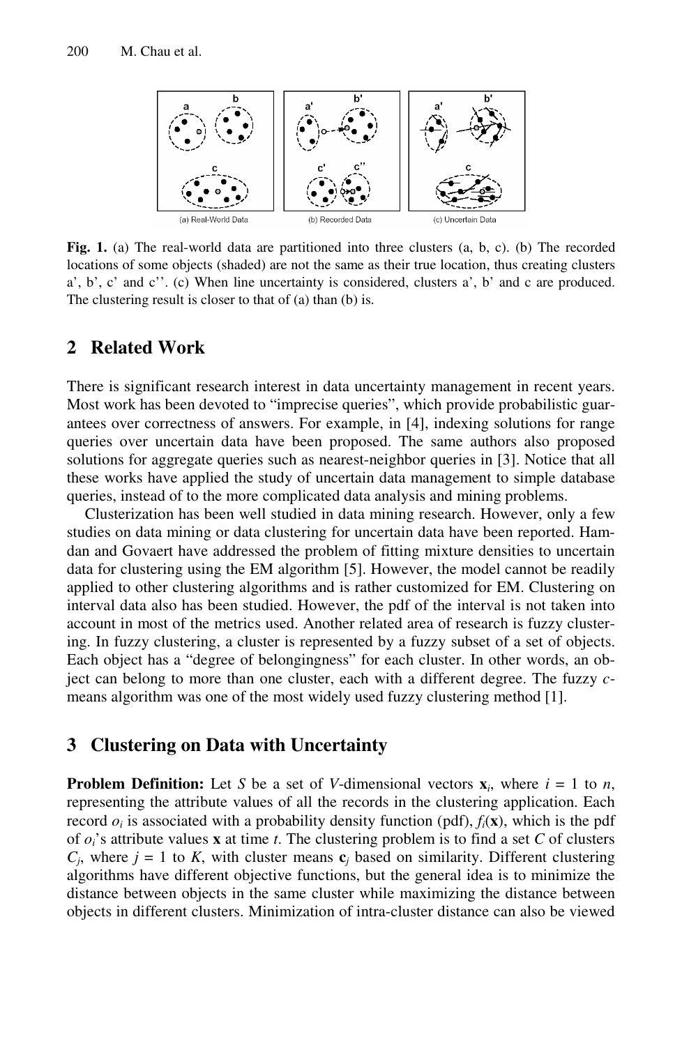**Fig. 1.** (a) The real-world data are partitioned into three clusters (a, b, c). (b) The recorded locations of some objects (shaded) are not the same as their true location, thus creating clusters a', b', c' and c''. (c) When line uncertainty is considered, clusters a', b' and c are produced. The clustering result is closer to that of (a) than (b) is.

## 2 Related Work

There is significant research interest in data uncertainty management in recent years. Most work has been devoted to "imprecise queries", which provide probabilistic guarantees over correctness of answers. For example, in [4], indexing solutions for range queries over uncertain data have been proposed. The same authors also proposed solutions for aggregate queries such as nearest-neighbor queries in [3]. Notice that all these works have applied the study of uncertain data management to simple database queries, instead of to the more complicated data analysis and mining problems.

Clusterization has been well studied in data mining research. However, only a few studies on data mining or data clustering for uncertain data have been reported. Hamdan and Govaert have addressed the problem of fitting mixture densities to uncertain data for clustering using the EM algorithm [5]. However, the model cannot be readily applied to other clustering algorithms and is rather customized for EM. Clustering on interval data also has been studied. However, the pdf of the interval is not taken into account in most of the metrics used. Another related area of research is fuzzy clustering. In fuzzy clustering, a cluster is represented by a fuzzy subset of a set of objects. Each object has a "degree of belongingness" for each cluster. In other words, an object can belong to more than one cluster, each with a different degree. The fuzzy *c*-means algorithm was one of the most widely used fuzzy clustering method [1].

## 3 Clustering on Data with Uncertainty

**Problem Definition:** Let $S$ be a set of $V$-dimensional vectors $\mathbf{x}_i$, where $i = 1$ to $n$, representing the attribute values of all the records in the clustering application. Each record $o_i$ is associated with a probability density function (pdf), $f_i(\mathbf{x})$, which is the pdf of $o_i$'s attribute values $\mathbf{x}$ at time $t$. The clustering problem is to find a set $C$ of clusters $C_j$, where $j = 1$ to $K$, with cluster means $\mathbf{c}_j$ based on similarity. Different clustering algorithms have different objective functions, but the general idea is to minimize the distance between objects in the same cluster while maximizing the distance between objects in different clusters. Minimization of intra-cluster distance can also be viewed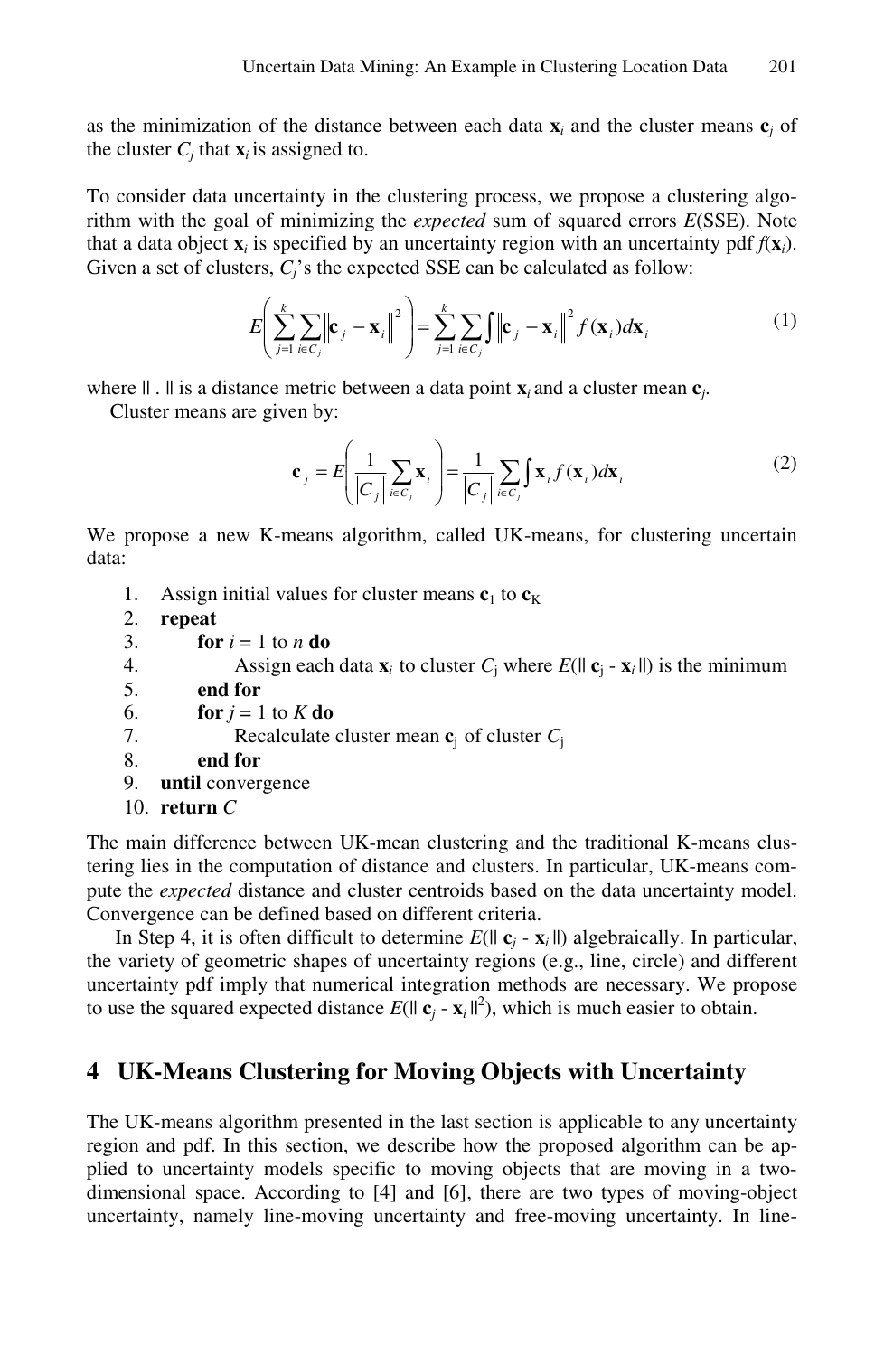as the minimization of the distance between each data $\mathbf{x}_i$ and the cluster means $\mathbf{c}_j$ of the cluster $C_j$ that $\mathbf{x}_i$ is assigned to.

To consider data uncertainty in the clustering process, we propose a clustering algorithm with the goal of minimizing the *expected* sum of squared errors $E$(SSE). Note that a data object $\mathbf{x}_i$ is specified by an uncertainty region with an uncertainty pdf $f(\mathbf{x}_i)$. Given a set of clusters, $C_j$'s the expected SSE can be calculated as follow:

$$E\left(\sum_{j=1}^{k}\sum_{i \in C_j}\left\|\mathbf{c}_j - \mathbf{x}_i\right\|^2\right) = \sum_{j=1}^{k}\sum_{i \in C_j}\int\left\|\mathbf{c}_j - \mathbf{x}_i\right\|^2 f(\mathbf{x}_i)d\mathbf{x}_i \tag{1}$$

where $\| . \|$ is a distance metric between a data point $\mathbf{x}_i$ and a cluster mean $\mathbf{c}_j$.

Cluster means are given by:

$$\mathbf{c}_j = E\left(\frac{1}{\left|C_j\right|}\sum_{i \in C_j}\mathbf{x}_i\right) = \frac{1}{\left|C_j\right|}\sum_{i \in C_j}\int \mathbf{x}_i f(\mathbf{x}_i)d\mathbf{x}_i \tag{2}$$

We propose a new K-means algorithm, called UK-means, for clustering uncertain data:

1. Assign initial values for cluster means $\mathbf{c}_1$ to $\mathbf{c}_K$
2. **repeat**
3. **for** $i = 1$ to $n$ **do**
4. Assign each data $\mathbf{x}_i$ to cluster $C_j$ where $E(\| \mathbf{c}_j - \mathbf{x}_i \|)$ is the minimum
5. **end for**
6. **for** $j = 1$ to $K$ **do**
7. Recalculate cluster mean $\mathbf{c}_j$ of cluster $C_j$
8. **end for**
9. **until** convergence
10. **return** $C$

The main difference between UK-mean clustering and the traditional K-means clustering lies in the computation of distance and clusters. In particular, UK-means compute the *expected* distance and cluster centroids based on the data uncertainty model. Convergence can be defined based on different criteria.

In Step 4, it is often difficult to determine $E(\| \mathbf{c}_j - \mathbf{x}_i \|)$ algebraically. In particular, the variety of geometric shapes of uncertainty regions (e.g., line, circle) and different uncertainty pdf imply that numerical integration methods are necessary. We propose to use the squared expected distance $E(\| \mathbf{c}_j - \mathbf{x}_i \|^2)$, which is much easier to obtain.

## 4 UK-Means Clustering for Moving Objects with Uncertainty

The UK-means algorithm presented in the last section is applicable to any uncertainty region and pdf. In this section, we describe how the proposed algorithm can be applied to uncertainty models specific to moving objects that are moving in a two-dimensional space. According to [4] and [6], there are two types of moving-object uncertainty, namely line-moving uncertainty and free-moving uncertainty. In line-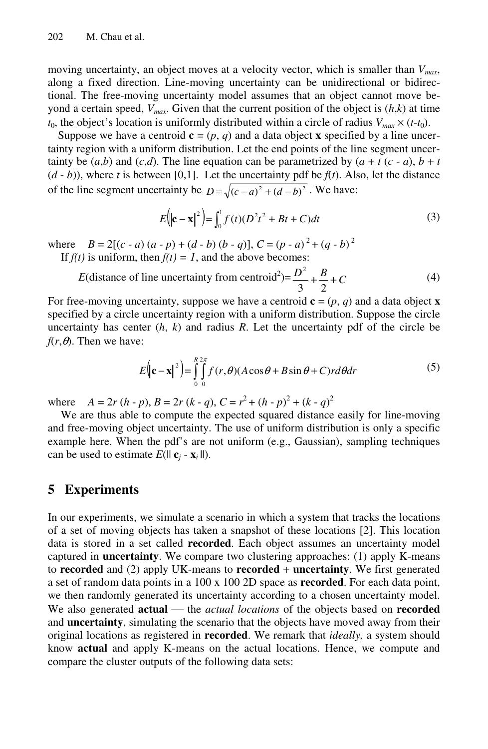moving uncertainty, an object moves at a velocity vector, which is smaller than $V_{max}$, along a fixed direction. Line-moving uncertainty can be unidirectional or bidirectional. The free-moving uncertainty model assumes that an object cannot move beyond a certain speed, $V_{max}$. Given that the current position of the object is $(h,k)$ at time $t_0$, the object's location is uniformly distributed within a circle of radius $V_{max} \times (t-t_0)$.

Suppose we have a centroid $\mathbf{c} = (p, q)$ and a data object $\mathbf{x}$ specified by a line uncertainty region with a uniform distribution. Let the end points of the line segment uncertainty be $(a,b)$ and $(c,d)$. The line equation can be parametrized by $(a + t\,(c - a),\, b + t\,(d - b))$, where $t$ is between $[0,1]$. Let the uncertainty pdf be $f(t)$. Also, let the distance of the line segment uncertainty be $D = \sqrt{(c-a)^2 + (d-b)^2}$. We have:

$$E\left(\|\mathbf{c}-\mathbf{x}\|^2\right) = \int_0^1 f(t)(D^2 t^2 + Bt + C)dt \tag{3}$$

where $B = 2[(c - a)\,(a - p) + (d - b)\,(b - q)]$, $C = (p - a)^2 + (q - b)^2$

If $f(t)$ is uniform, then $f(t) = 1$, and the above becomes:

$$E(\text{distance of line uncertainty from centroid}^2) = \frac{D^2}{3} + \frac{B}{2} + C \tag{4}$$

For free-moving uncertainty, suppose we have a centroid $\mathbf{c} = (p, q)$ and a data object $\mathbf{x}$ specified by a circle uncertainty region with a uniform distribution. Suppose the circle uncertainty has center $(h, k)$ and radius $R$. Let the uncertainty pdf of the circle be $f(r,\theta)$. Then we have:

$$E\left(\|\mathbf{c}-\mathbf{x}\|^2\right) = \int_0^R \int_0^{2\pi} f(r,\theta)(A\cos\theta + B\sin\theta + C)\, r\, d\theta\, dr \tag{5}$$

where $A = 2r\,(h - p)$, $B = 2r\,(k - q)$, $C = r^2 + (h - p)^2 + (k - q)^2$

We are thus able to compute the expected squared distance easily for line-moving and free-moving object uncertainty. The use of uniform distribution is only a specific example here. When the pdf's are not uniform (e.g., Gaussian), sampling techniques can be used to estimate $E(\|\mathbf{c}_j - \mathbf{x}_i\|)$.

## 5 Experiments

In our experiments, we simulate a scenario in which a system that tracks the locations of a set of moving objects has taken a snapshot of these locations [2]. This location data is stored in a set called **recorded**. Each object assumes an uncertainty model captured in **uncertainty**. We compare two clustering approaches: (1) apply K-means to **recorded** and (2) apply UK-means to **recorded** + **uncertainty**. We first generated a set of random data points in a 100 x 100 2D space as **recorded**. For each data point, we then randomly generated its uncertainty according to a chosen uncertainty model. We also generated **actual** — the *actual locations* of the objects based on **recorded** and **uncertainty**, simulating the scenario that the objects have moved away from their original locations as registered in **recorded**. We remark that *ideally,* a system should know **actual** and apply K-means on the actual locations. Hence, we compute and compare the cluster outputs of the following data sets: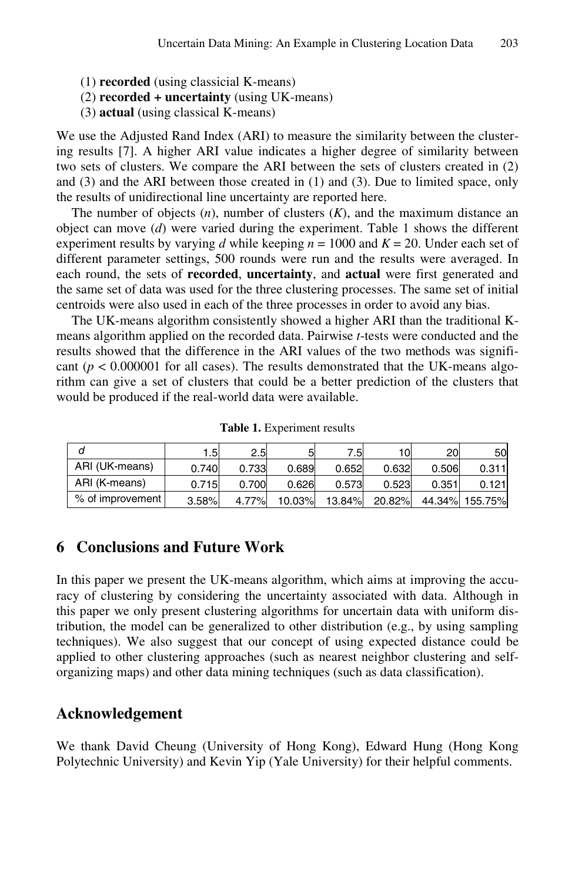(1) **recorded** (using classicial K-means)
(2) **recorded + uncertainty** (using UK-means)
(3) **actual** (using classical K-means)

We use the Adjusted Rand Index (ARI) to measure the similarity between the clustering results [7]. A higher ARI value indicates a higher degree of similarity between two sets of clusters. We compare the ARI between the sets of clusters created in (2) and (3) and the ARI between those created in (1) and (3). Due to limited space, only the results of unidirectional line uncertainty are reported here.

The number of objects ($n$), number of clusters ($K$), and the maximum distance an object can move ($d$) were varied during the experiment. Table 1 shows the different experiment results by varying $d$ while keeping $n = 1000$ and $K = 20$. Under each set of different parameter settings, 500 rounds were run and the results were averaged. In each round, the sets of **recorded**, **uncertainty**, and **actual** were first generated and the same set of data was used for the three clustering processes. The same set of initial centroids were also used in each of the three processes in order to avoid any bias.

The UK-means algorithm consistently showed a higher ARI than the traditional K-means algorithm applied on the recorded data. Pairwise $t$-tests were conducted and the results showed that the difference in the ARI values of the two methods was significant ($p < 0.000001$ for all cases). The results demonstrated that the UK-means algorithm can give a set of clusters that could be a better prediction of the clusters that would be produced if the real-world data were available.

**Table 1.** Experiment results

| $d$ | 1.5 | 2.5 | 5 | 7.5 | 10 | 20 | 50 |
|---|---|---|---|---|---|---|---|
| ARI (UK-means) | 0.740 | 0.733 | 0.689 | 0.652 | 0.632 | 0.506 | 0.311 |
| ARI (K-means) | 0.715 | 0.700 | 0.626 | 0.573 | 0.523 | 0.351 | 0.121 |
| % of improvement | 3.58% | 4.77% | 10.03% | 13.84% | 20.82% | 44.34% | 155.75% |

## 6 Conclusions and Future Work

In this paper we present the UK-means algorithm, which aims at improving the accuracy of clustering by considering the uncertainty associated with data. Although in this paper we only present clustering algorithms for uncertain data with uniform distribution, the model can be generalized to other distribution (e.g., by using sampling techniques). We also suggest that our concept of using expected distance could be applied to other clustering approaches (such as nearest neighbor clustering and self-organizing maps) and other data mining techniques (such as data classification).

## Acknowledgement

We thank David Cheung (University of Hong Kong), Edward Hung (Hong Kong Polytechnic University) and Kevin Yip (Yale University) for their helpful comments.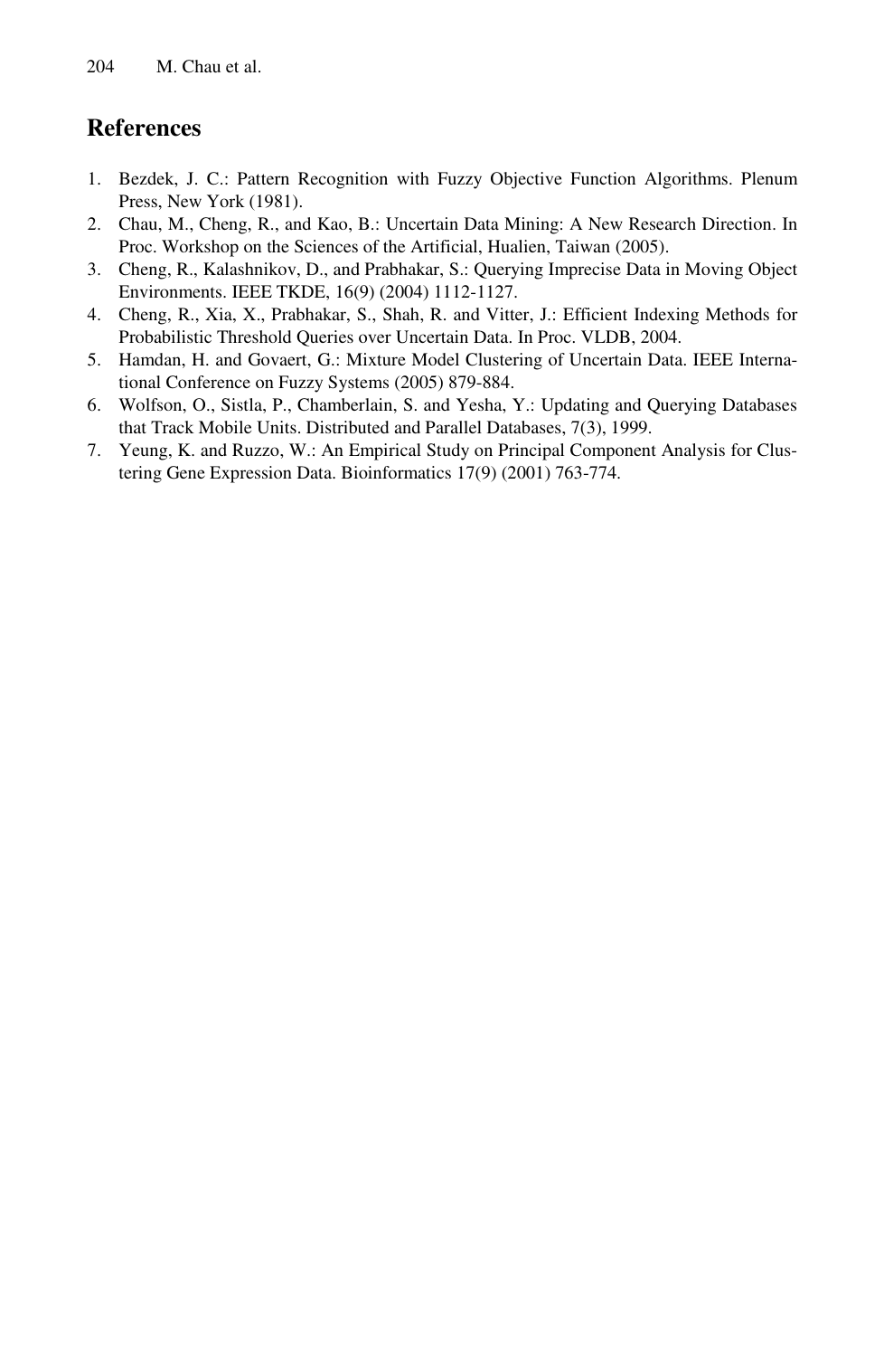## References

1. Bezdek, J. C.: Pattern Recognition with Fuzzy Objective Function Algorithms. Plenum Press, New York (1981).
2. Chau, M., Cheng, R., and Kao, B.: Uncertain Data Mining: A New Research Direction. In Proc. Workshop on the Sciences of the Artificial, Hualien, Taiwan (2005).
3. Cheng, R., Kalashnikov, D., and Prabhakar, S.: Querying Imprecise Data in Moving Object Environments. IEEE TKDE, 16(9) (2004) 1112-1127.
4. Cheng, R., Xia, X., Prabhakar, S., Shah, R. and Vitter, J.: Efficient Indexing Methods for Probabilistic Threshold Queries over Uncertain Data. In Proc. VLDB, 2004.
5. Hamdan, H. and Govaert, G.: Mixture Model Clustering of Uncertain Data. IEEE International Conference on Fuzzy Systems (2005) 879-884.
6. Wolfson, O., Sistla, P., Chamberlain, S. and Yesha, Y.: Updating and Querying Databases that Track Mobile Units. Distributed and Parallel Databases, 7(3), 1999.
7. Yeung, K. and Ruzzo, W.: An Empirical Study on Principal Component Analysis for Clustering Gene Expression Data. Bioinformatics 17(9) (2001) 763-774.